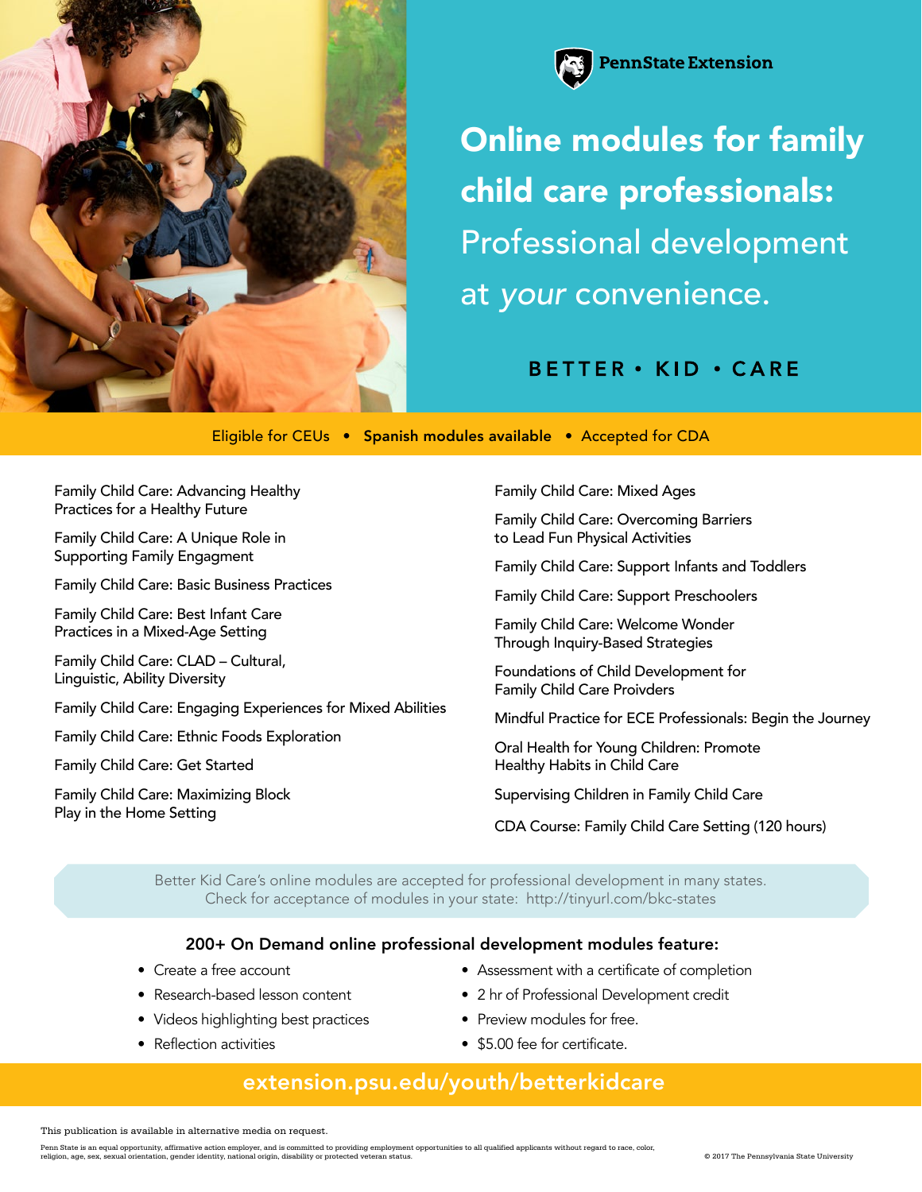PennState Extension

# Online modules for family child care professionals: Professional development at *your* convenience.

BETTER • KID • CARE

Eligible for CEUs • **Spanish modules available** • Accepted for CDA

- Family Child Care: Advancing Healthy Practices for a Healthy Future
- Family Child Care: A Unique Role in Supporting Family Engagment
- Family Child Care: Basic Business Practices
- Family Child Care: Best Infant Care Practices in a Mixed-Age Setting
- Family Child Care: CLAD – Cultural, Linguistic, Ability Diversity
- Family Child Care: Engaging Experiences for Mixed Abilities
- Family Child Care: Ethnic Foods Exploration
- Family Child Care: Get Started
- Family Child Care: Maximizing Block Play in the Home Setting
- Family Child Care: Mixed Ages
- Family Child Care: Overcoming Barriers to Lead Fun Physical Activities
- Family Child Care: Support Infants and Toddlers
- Family Child Care: Support Preschoolers
- Family Child Care: Welcome Wonder Through Inquiry-Based Strategies
- Foundations of Child Development for Family Child Care Proivders
- Mindful Practice for ECE Professionals: Begin the Journey
- Oral Health for Young Children: Promote Healthy Habits in Child Care
- Supervising Children in Family Child Care
- CDA Course: Family Child Care Setting (120 hours)

Better Kid Care's online modules are accepted for professional development in many states. Check for acceptance of modules in your state: http://tinyurl.com/bkc-states

## 200+ On Demand online professional development modules feature:

- Create a free account
- Research-based lesson content
- Videos highlighting best practices
- Reflection activities
- Assessment with a certificate of completion
- 2 hr of Professional Development credit
- Preview modules for free.
- $5.00 fee for certificate.

**extension.psu.edu/youth/betterkidcare**

This publication is available in alternative media on request.

Penn State is an equal opportunity, affirmative action employer, and is committed to providing employment opportunities to all qualified applicants without regard to race, color, religion, age, sex, sexual orientation, gender identity, national origin, disability or protected veteran status.

© 2017 The Pennsylvania State University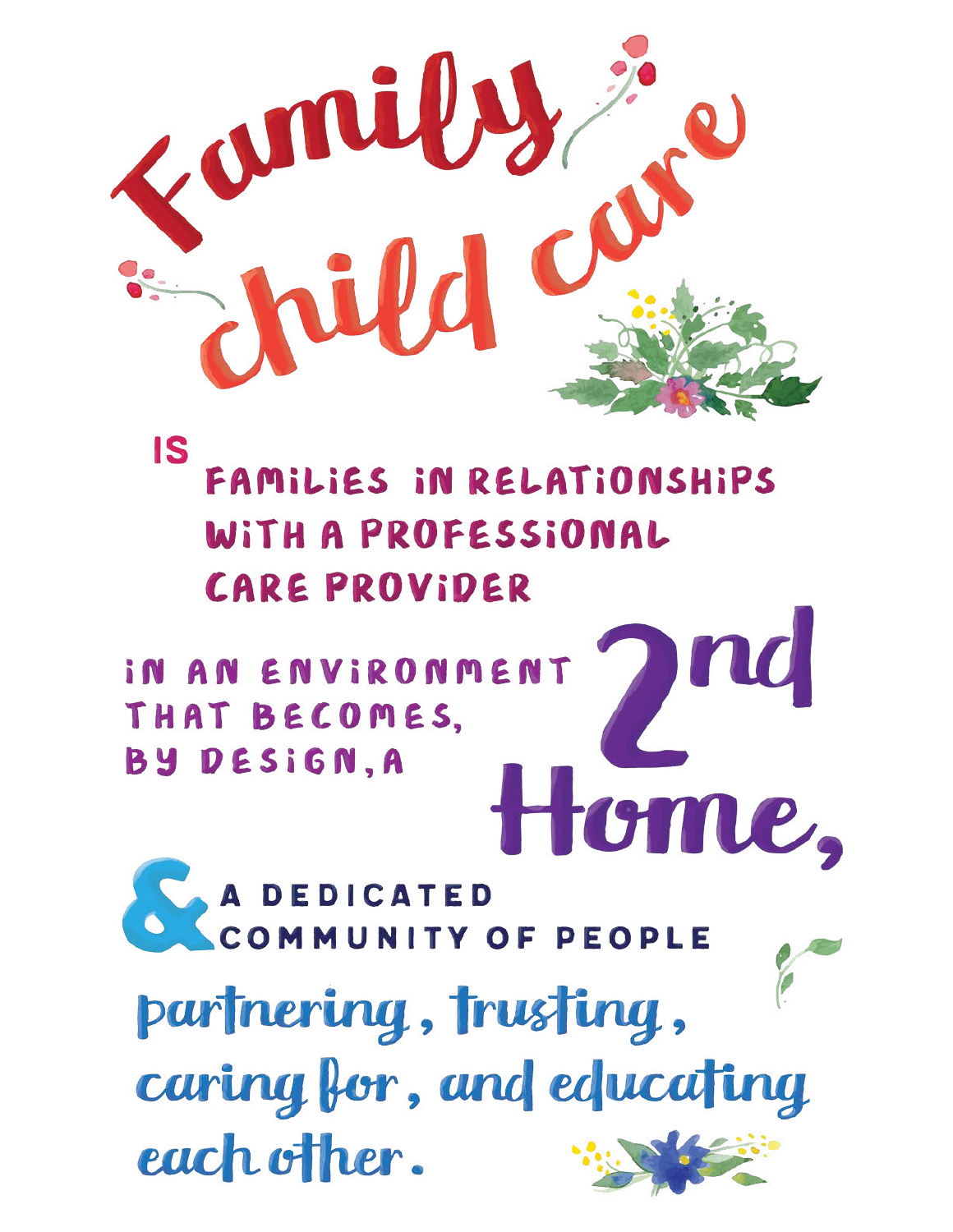# Family child care

IS

FAMILIES IN RELATIONSHIPS WITH A PROFESSIONAL CARE PROVIDER

IN AN ENVIRONMENT THAT BECOMES, BY DESIGN, A **2nd Home,**

& A DEDICATED COMMUNITY OF PEOPLE

partnering, trusting, caring for, and educating each other.